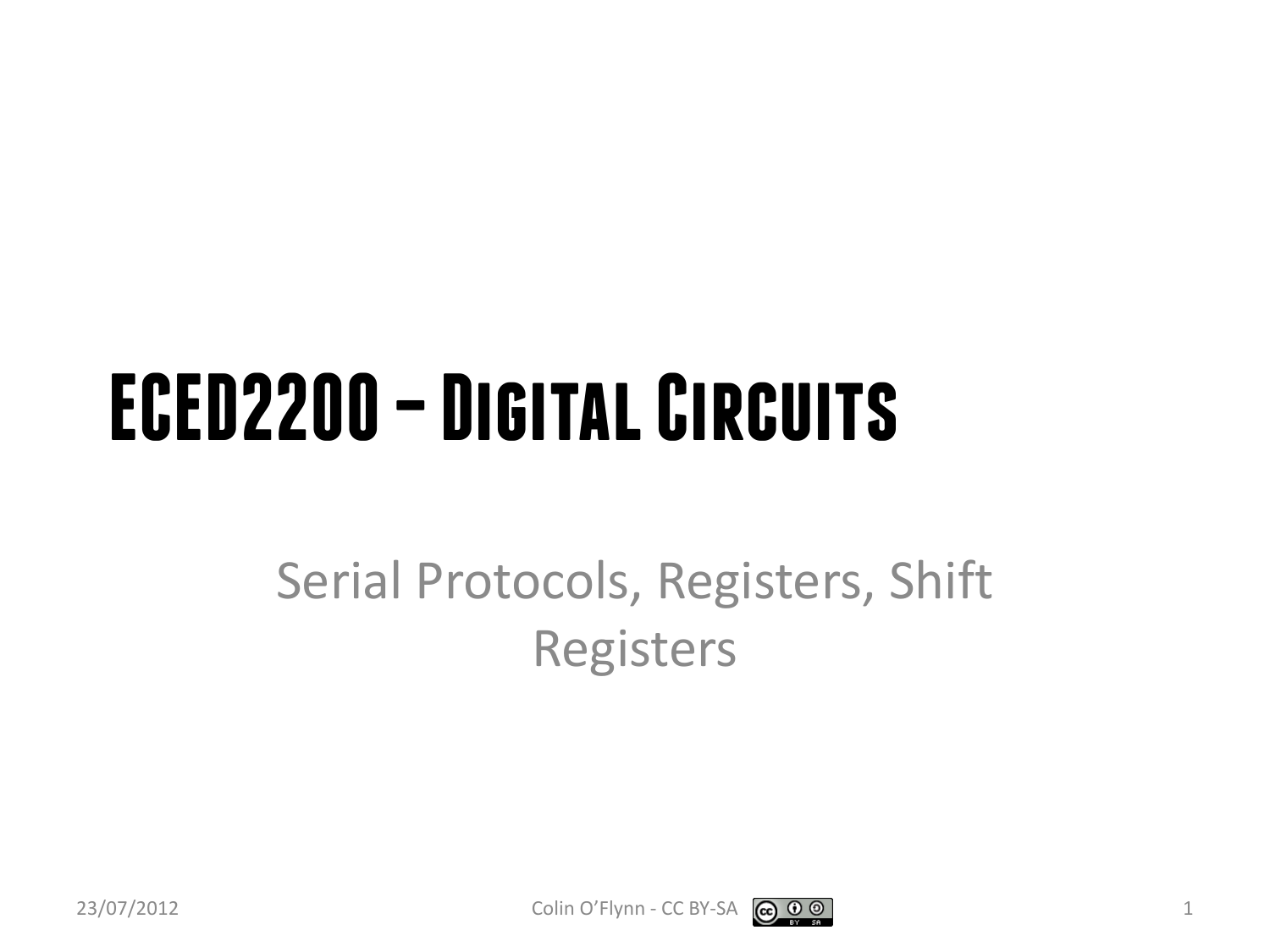# ECED2200 – Digital Circuits

Serial Protocols, Registers, Shift Registers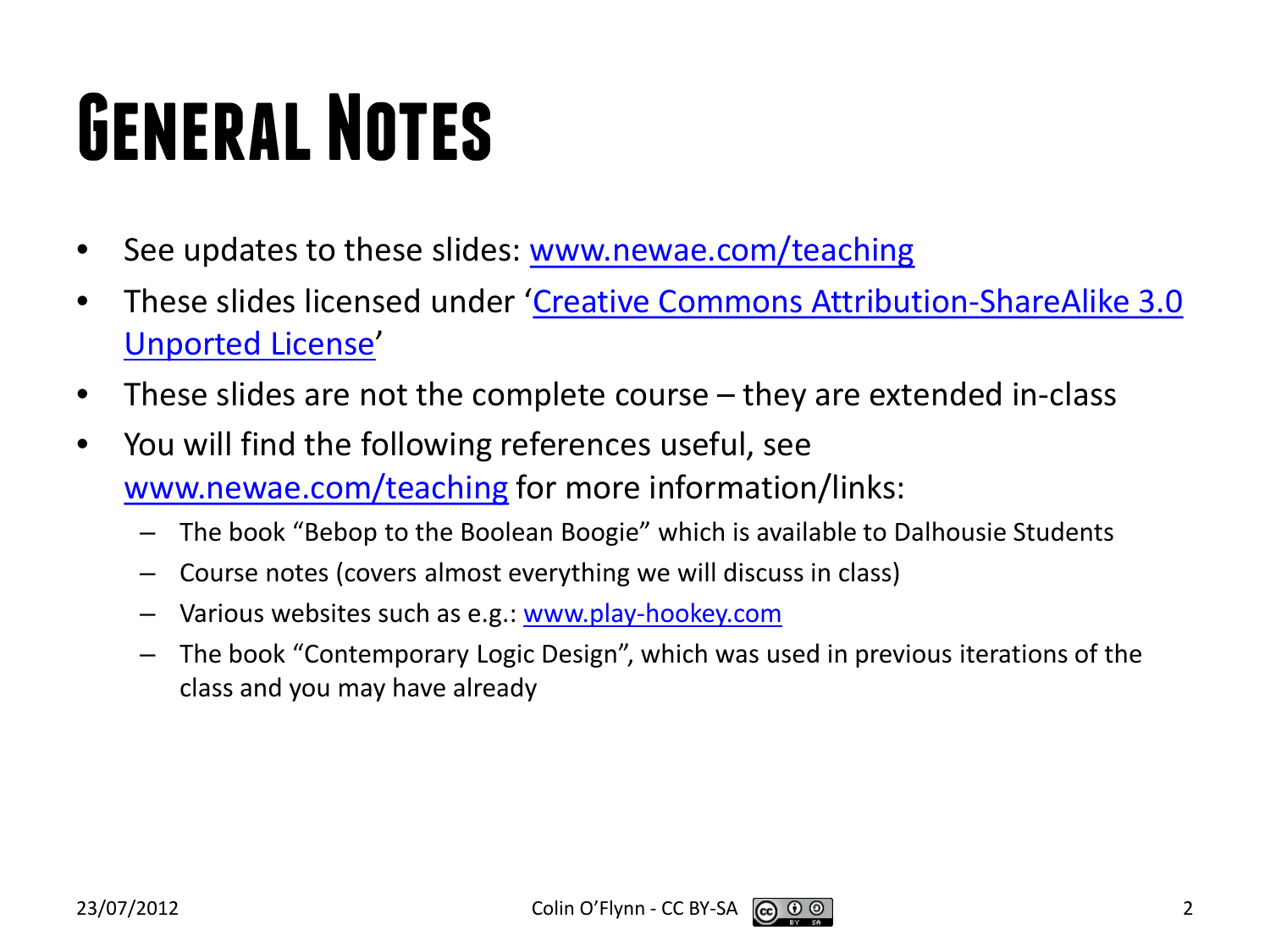# General Notes

- See updates to these slides: www.newae.com/teaching
- These slides licensed under 'Creative Commons Attribution-ShareAlike 3.0 Unported License'
- These slides are not the complete course – they are extended in-class
- You will find the following references useful, see www.newae.com/teaching for more information/links:
  - The book "Bebop to the Boolean Boogie" which is available to Dalhousie Students
  - Course notes (covers almost everything we will discuss in class)
  - Various websites such as e.g.: www.play-hookey.com
  - The book "Contemporary Logic Design", which was used in previous iterations of the class and you may have already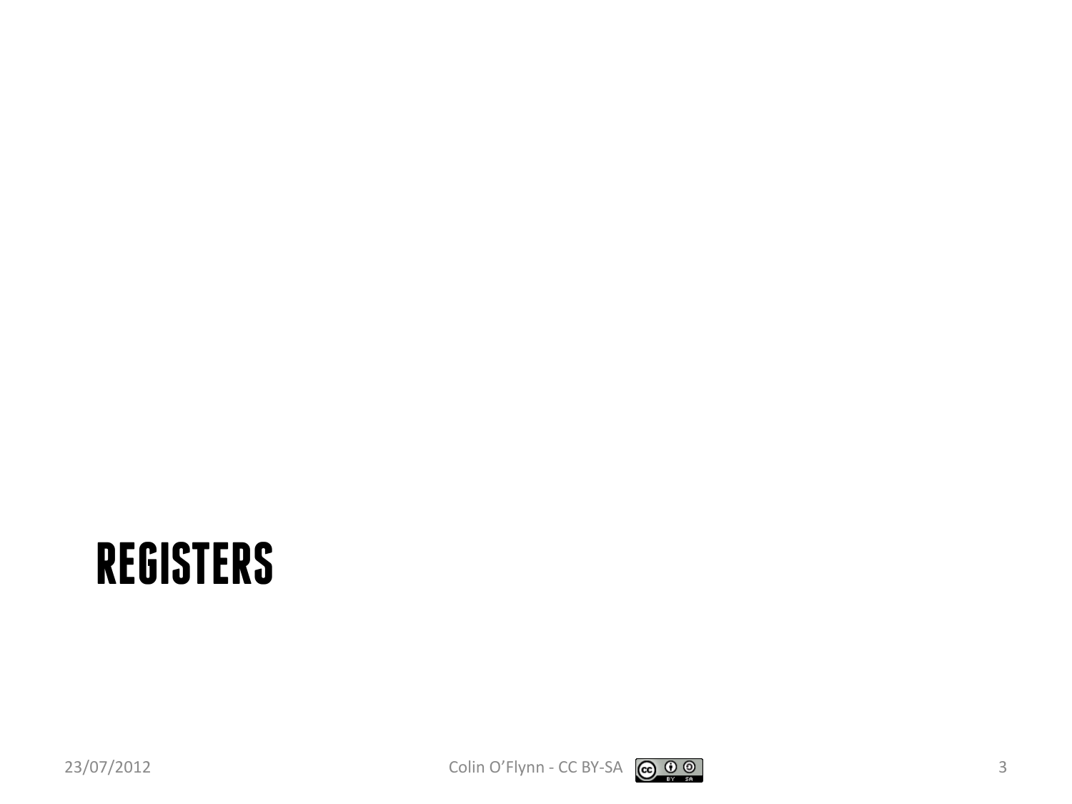# REGISTERS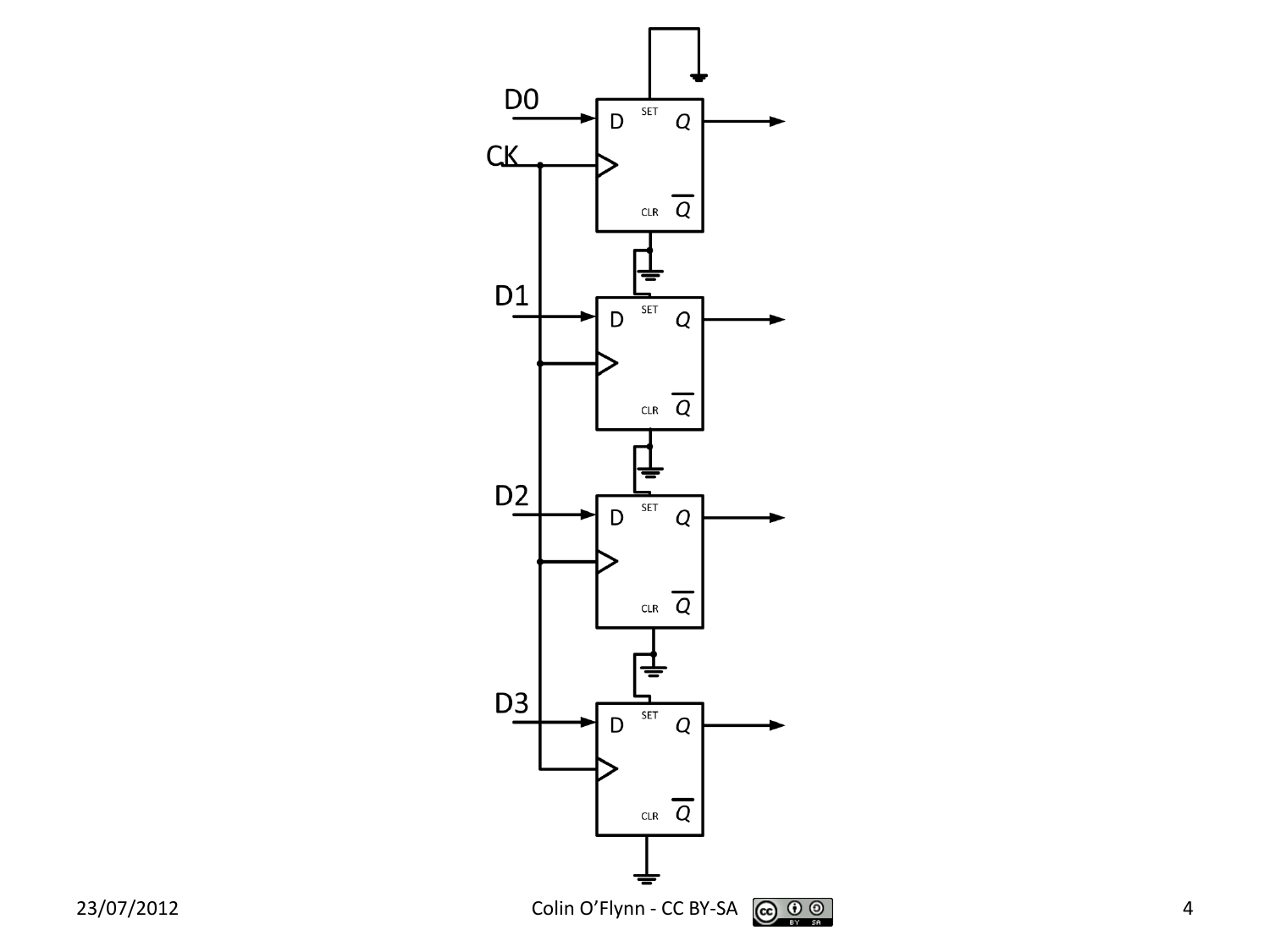D0

CK

D

SET

Q

CLR

$\overline{Q}$

D1

D

SET

Q

CLR

$\overline{Q}$

D2

D

SET

Q

CLR

$\overline{Q}$

D3

D

SET

Q

CLR

$\overline{Q}$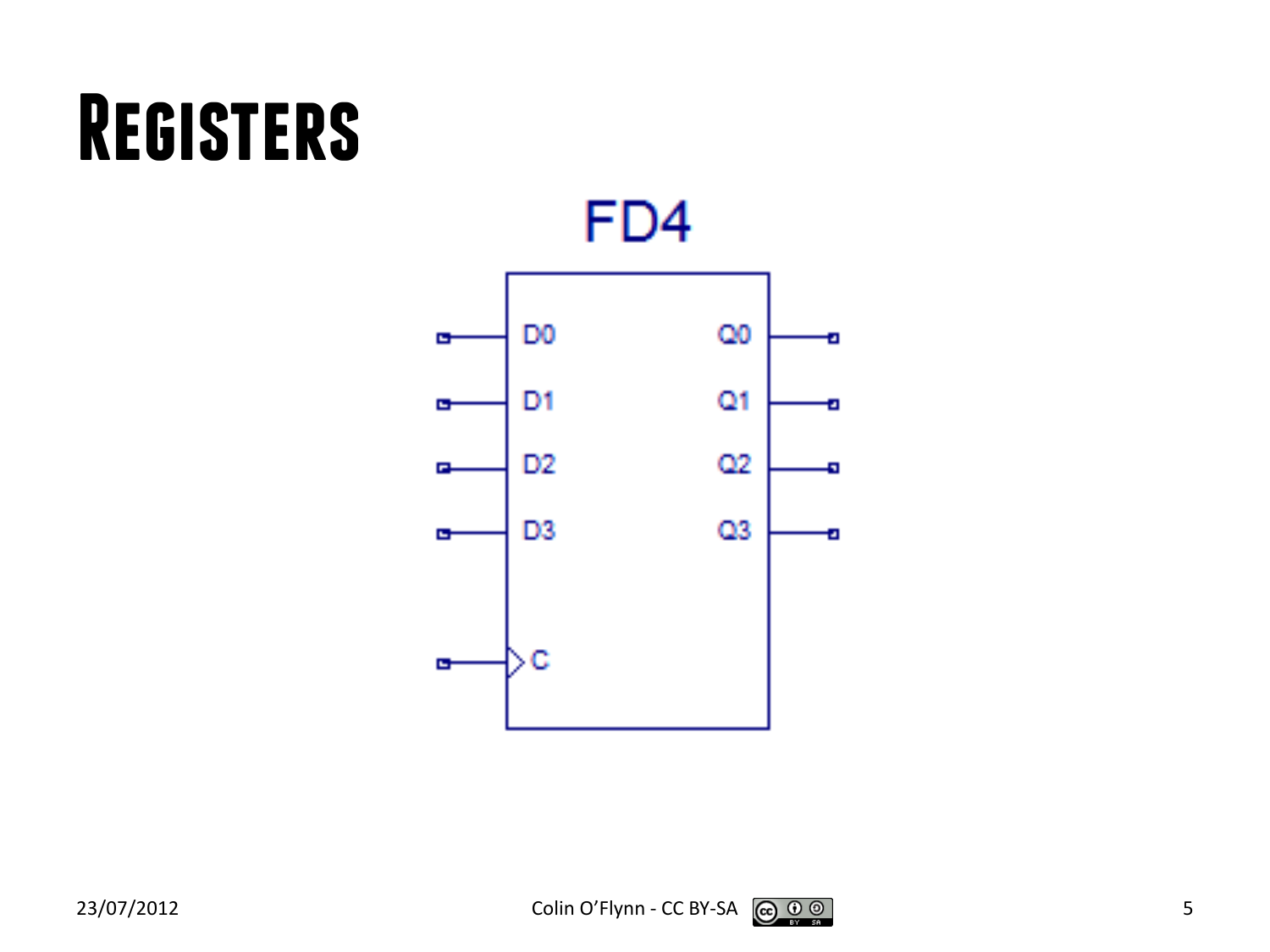# Registers

FD4

D0 Q0

D1 Q1

D2 Q2

D3 Q3

C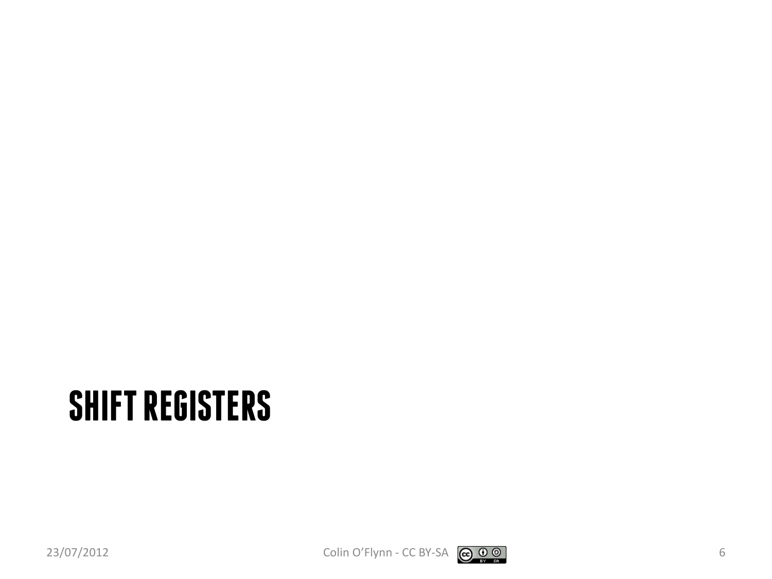# SHIFT REGISTERS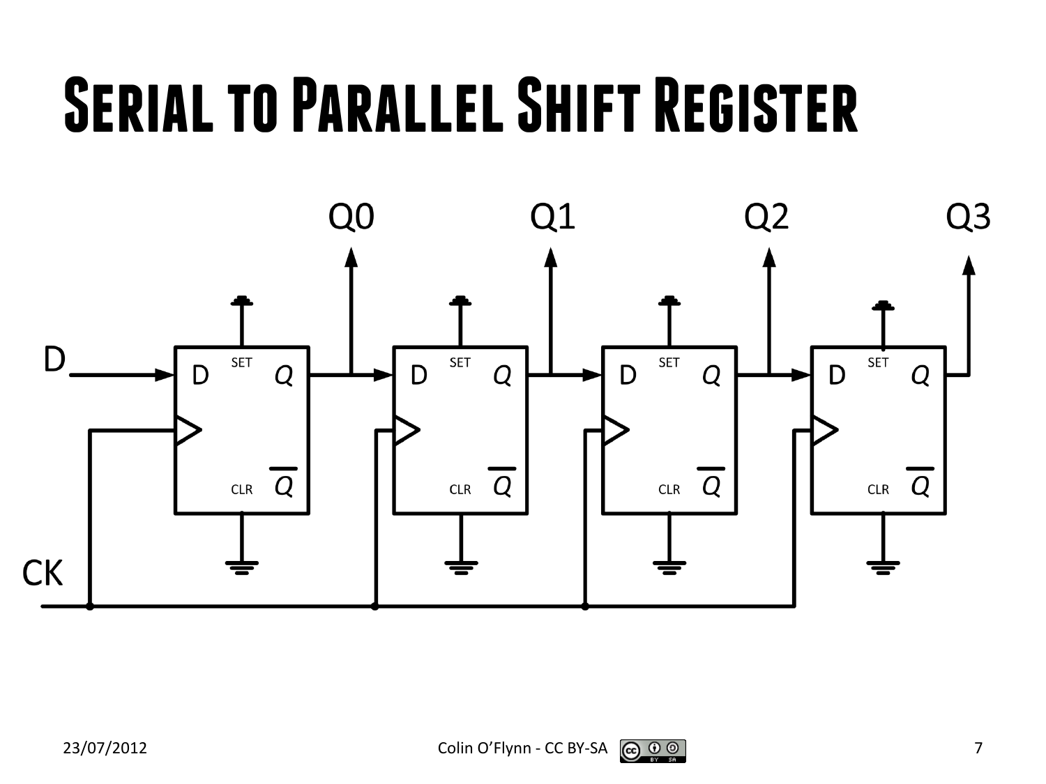# Serial to Parallel Shift Register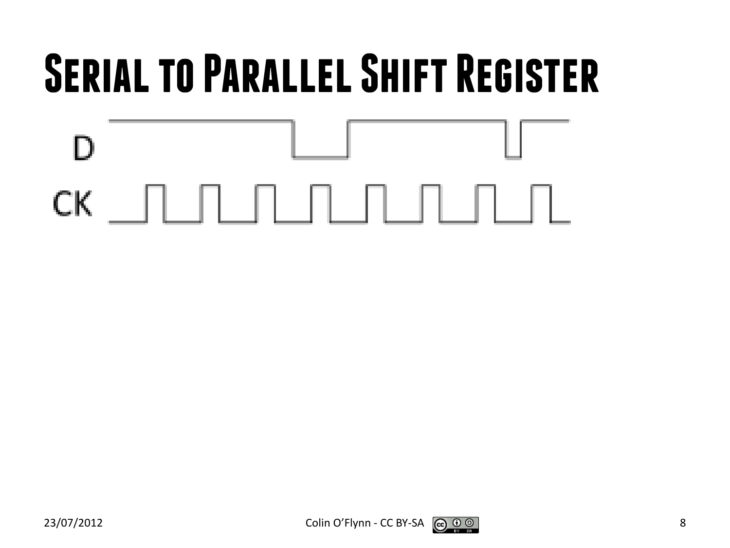# Serial to Parallel Shift Register

D

CK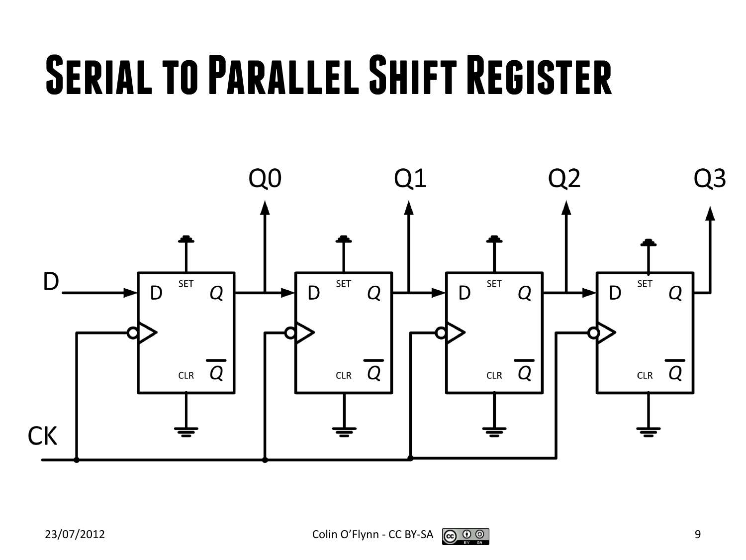# Serial to Parallel Shift Register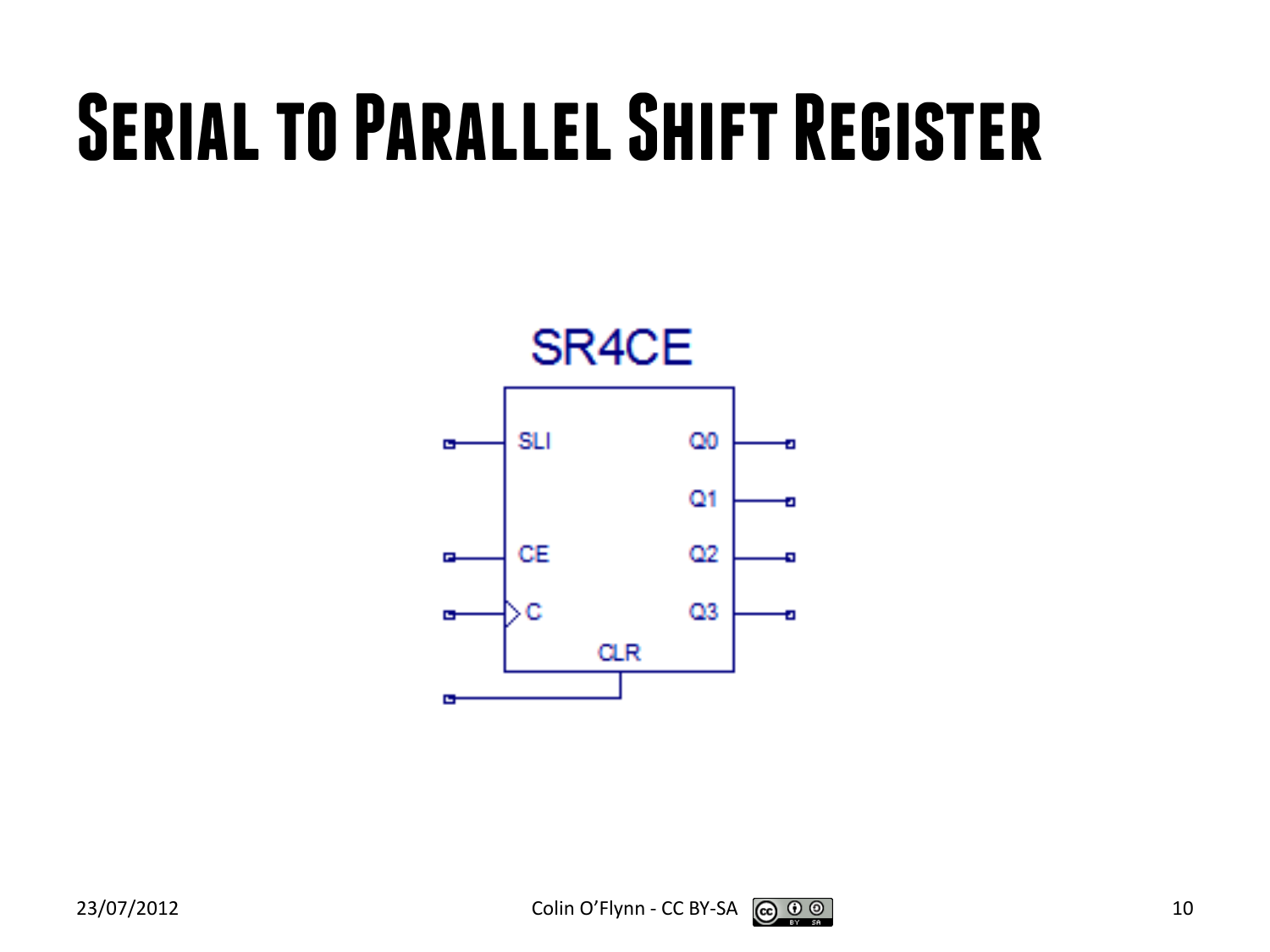# Serial to Parallel Shift Register

SR4CE

SLI

CE

C

CLR

Q0

Q1

Q2

Q3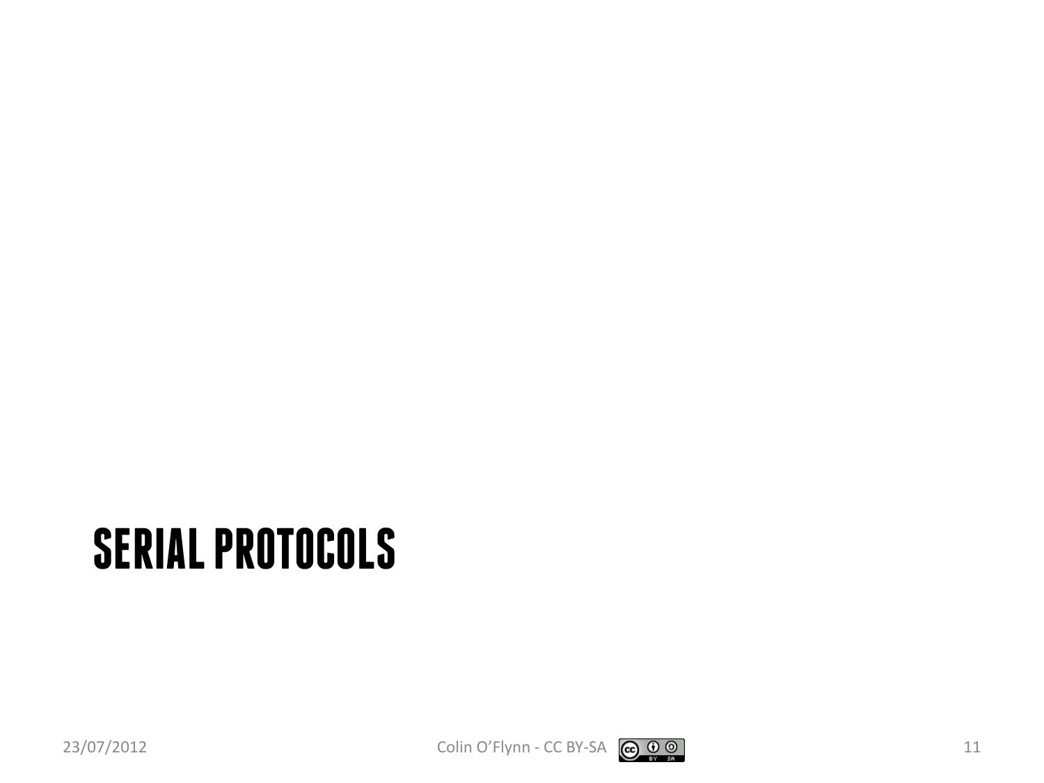# SERIAL PROTOCOLS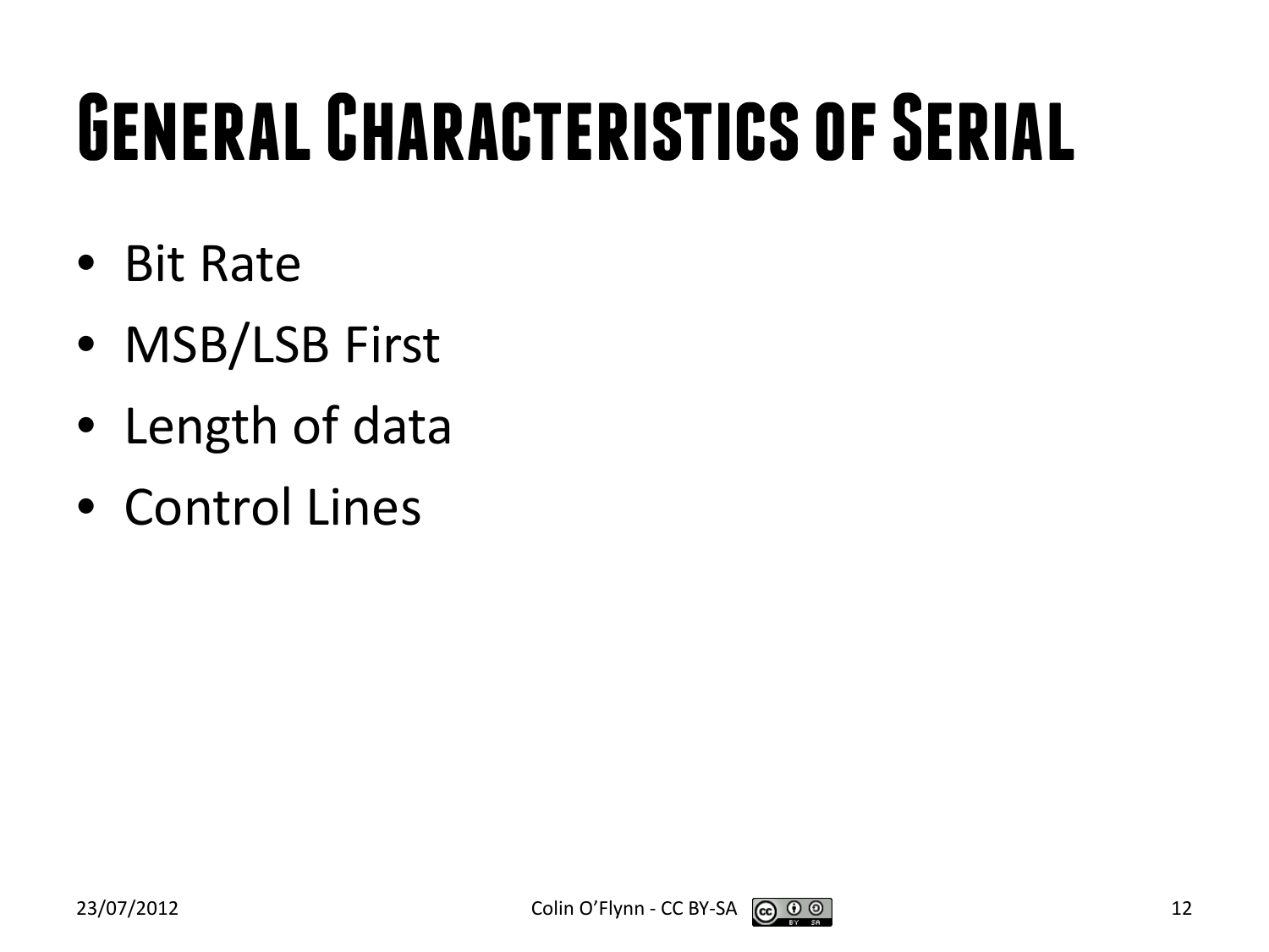# General Characteristics of Serial

- Bit Rate
- MSB/LSB First
- Length of data
- Control Lines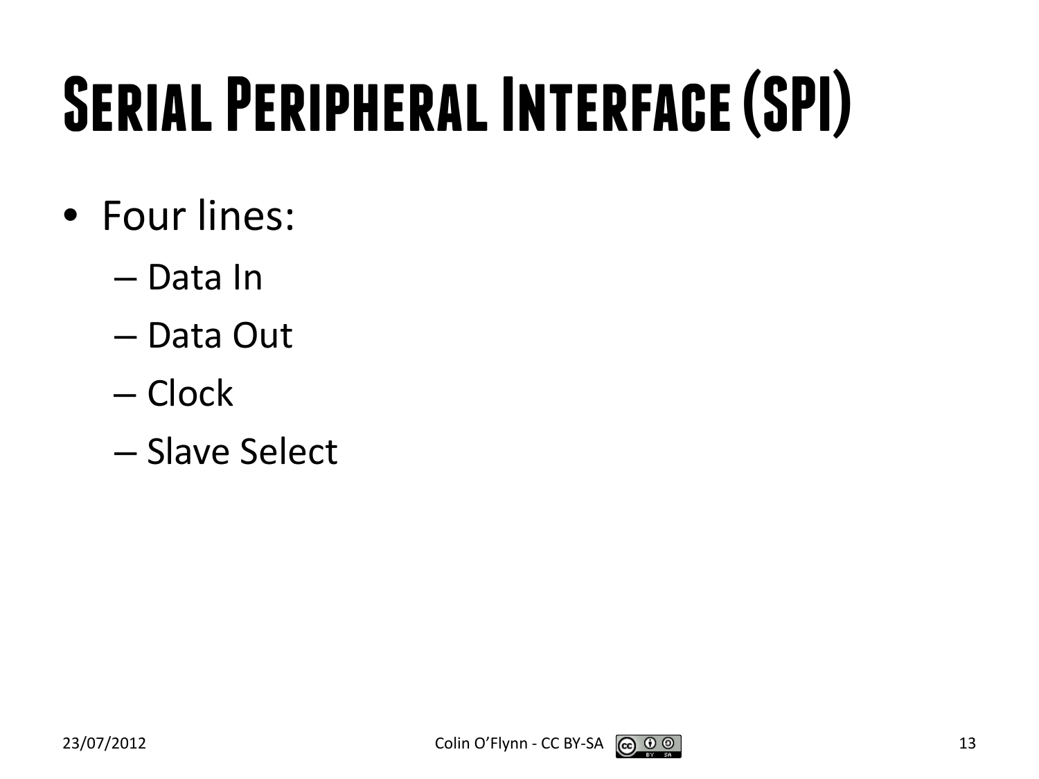# Serial Peripheral Interface (SPI)

- Four lines:
  - Data In
  - Data Out
  - Clock
  - Slave Select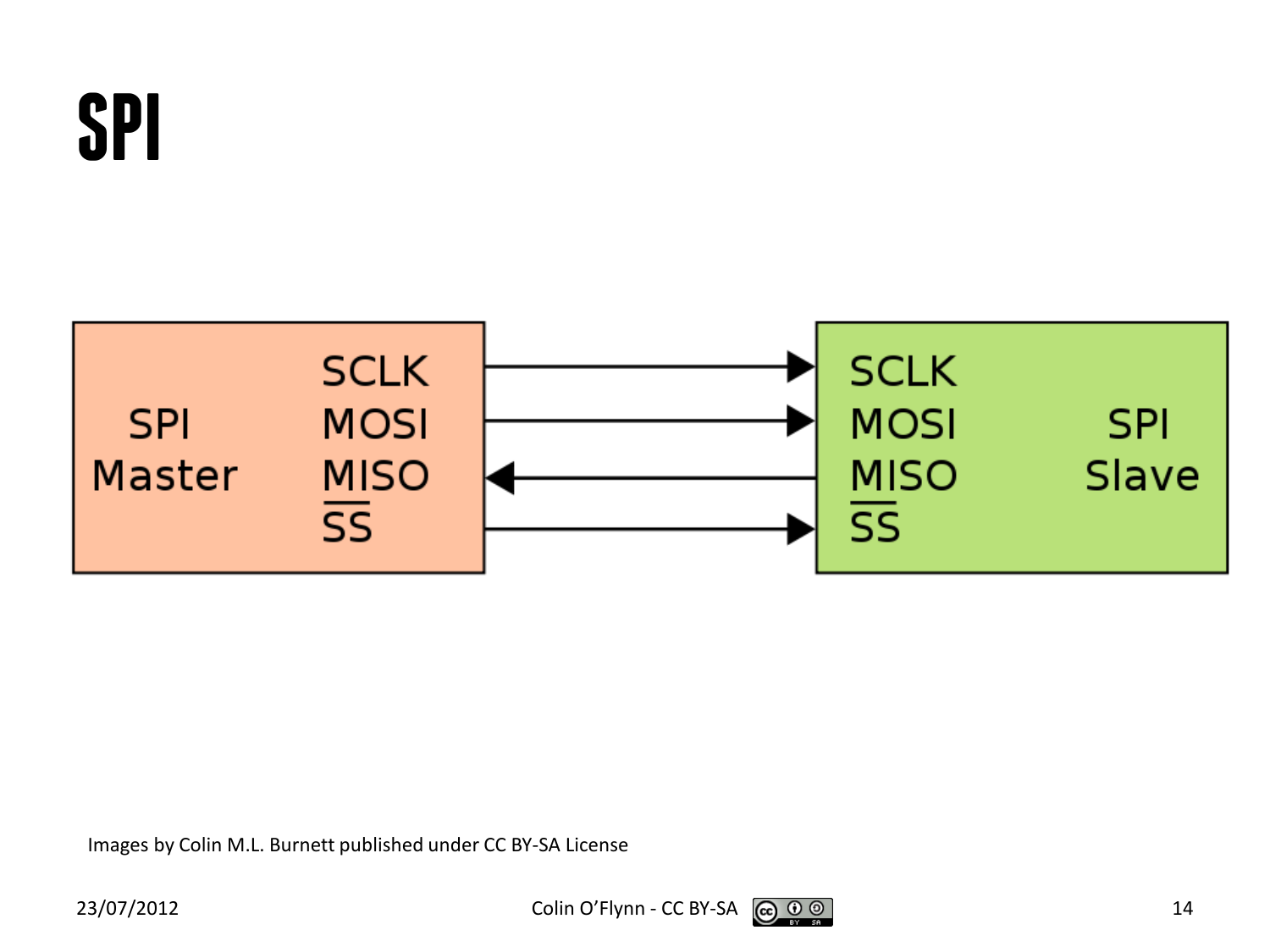# SPI

SPI Master: SCLK, MOSI, MISO, $\overline{SS}$

SPI Slave: SCLK, MOSI, MISO, $\overline{SS}$

Images by Colin M.L. Burnett published under CC BY-SA License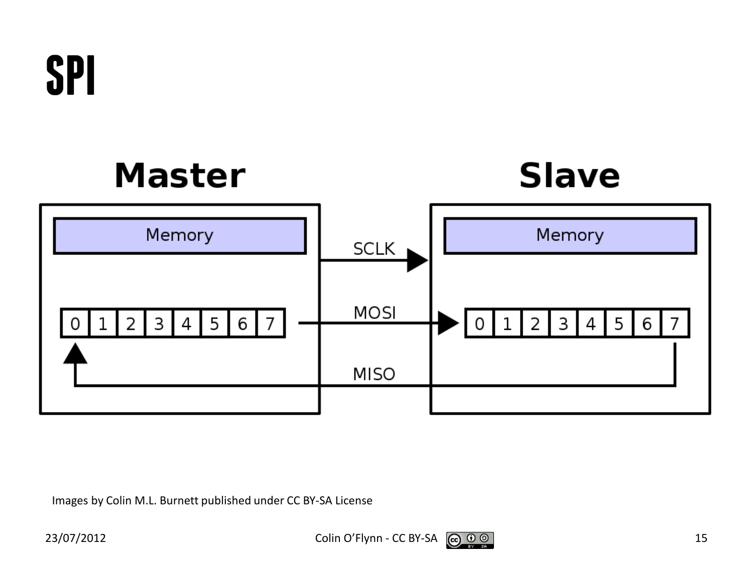# SPI

Master

Memory

0 1 2 3 4 5 6 7

SCLK

MOSI

MISO

Slave

Memory

0 1 2 3 4 5 6 7

Images by Colin M.L. Burnett published under CC BY-SA License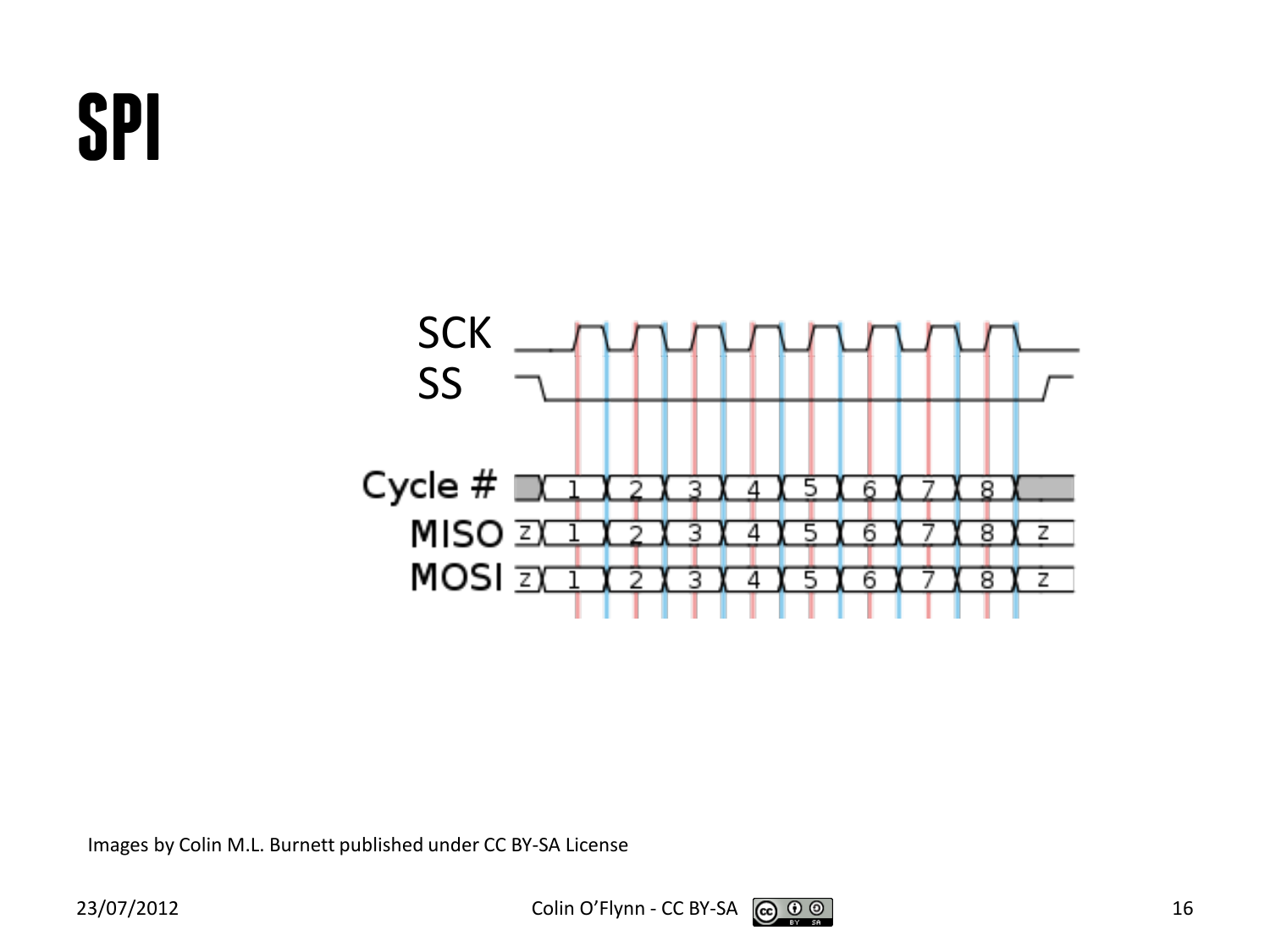# SPI

Images by Colin M.L. Burnett published under CC BY-SA License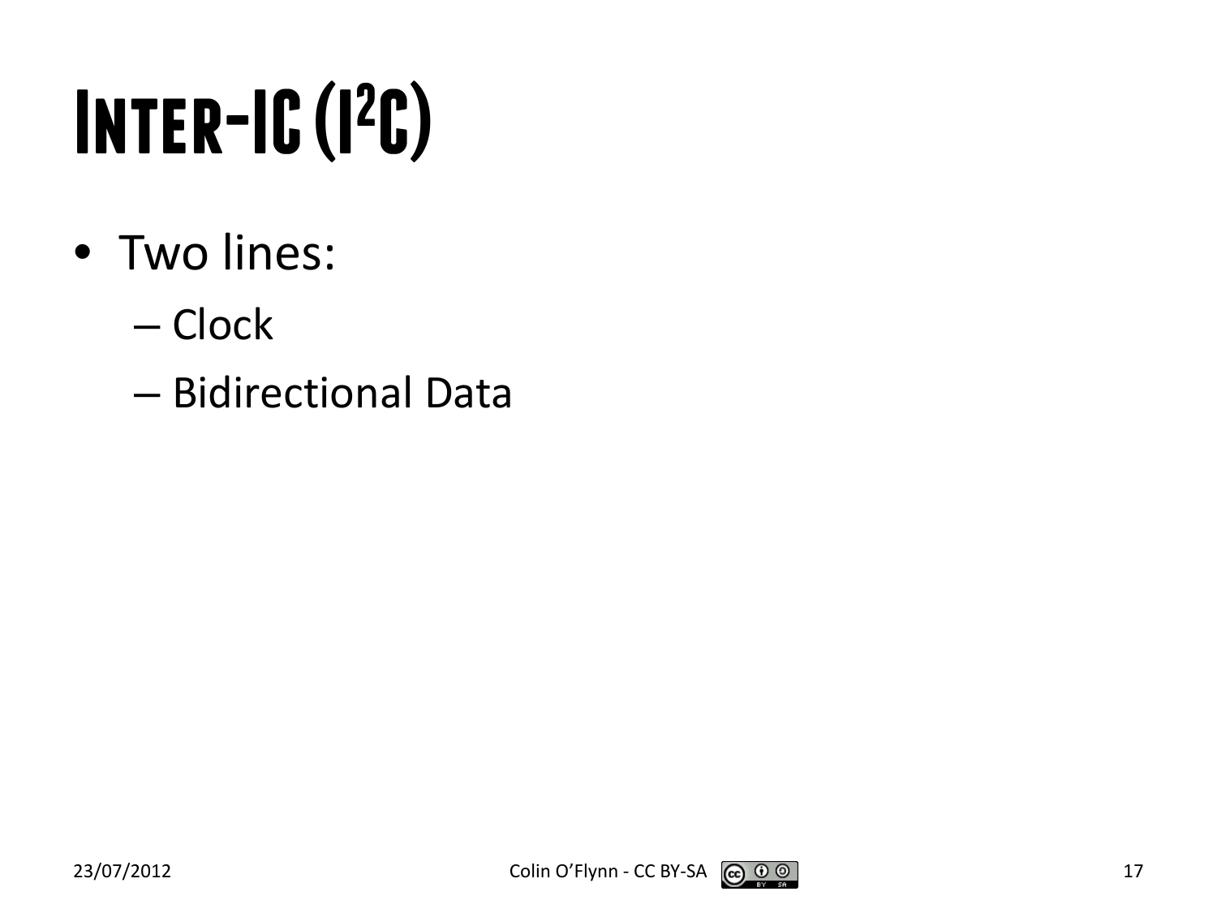# Inter-IC ($I^2C$)

- Two lines:
  - Clock
  - Bidirectional Data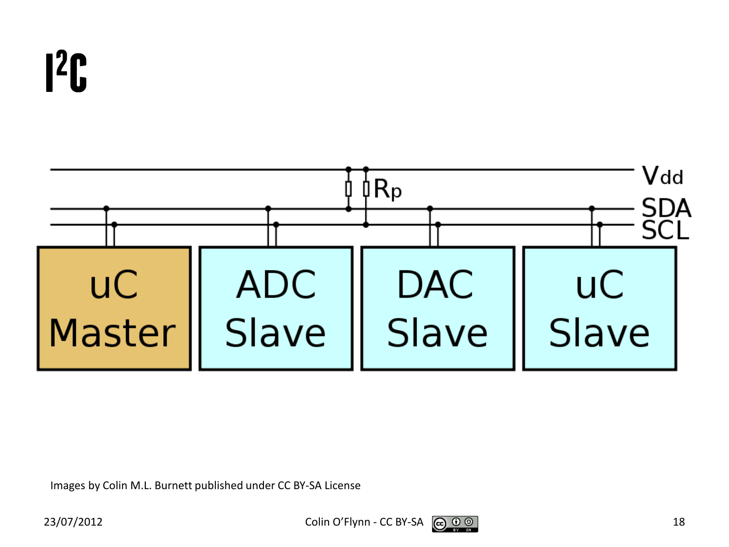# $I^2C$

Vdd

Rp

SDA

SCL

uC Master

ADC Slave

DAC Slave

uC Slave

Images by Colin M.L. Burnett published under CC BY-SA License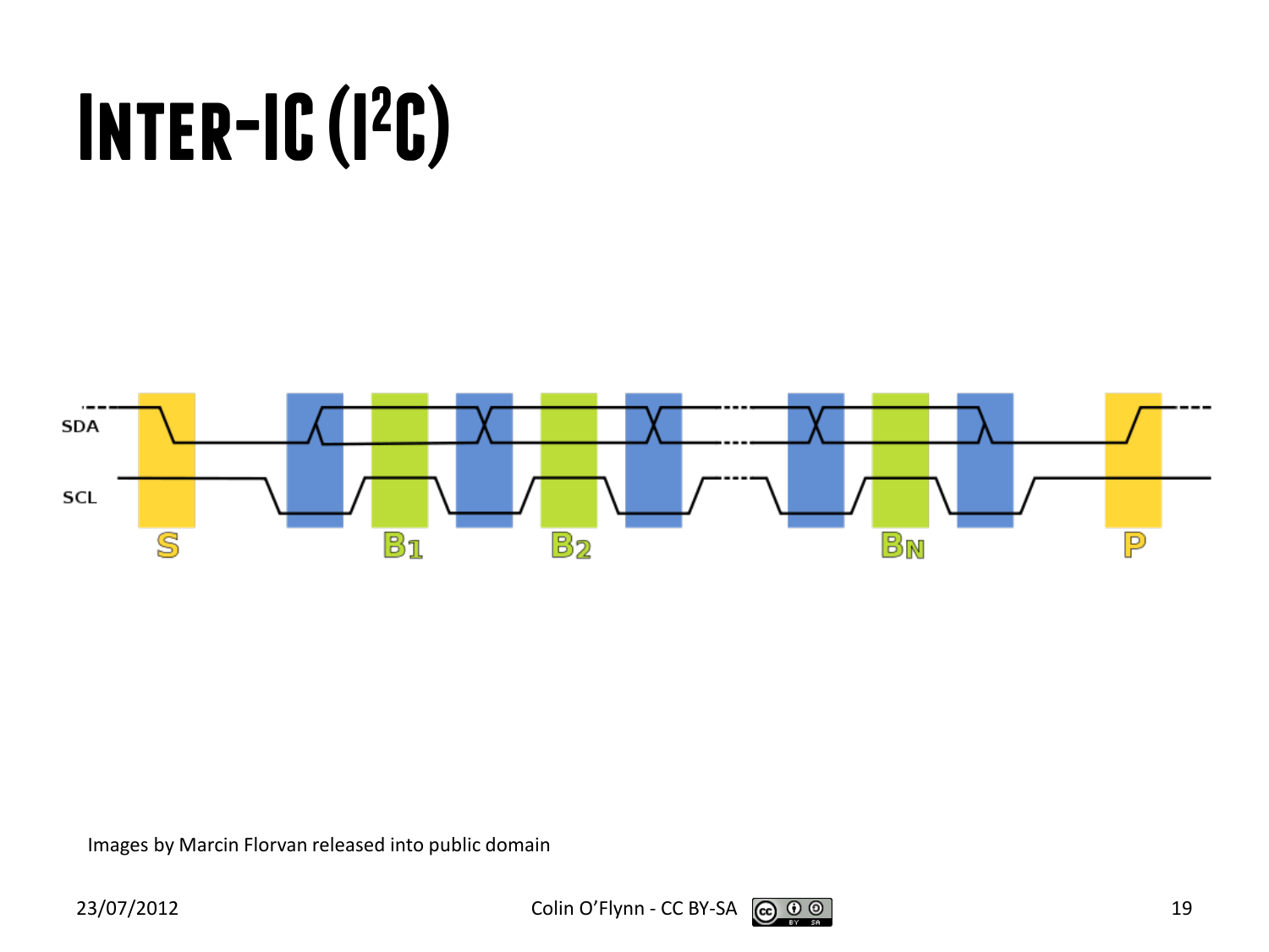# Inter-IC ($I^2C$)

SDA

SCL

S

$B_1$

$B_2$

$B_N$

P

Images by Marcin Florvan released into public domain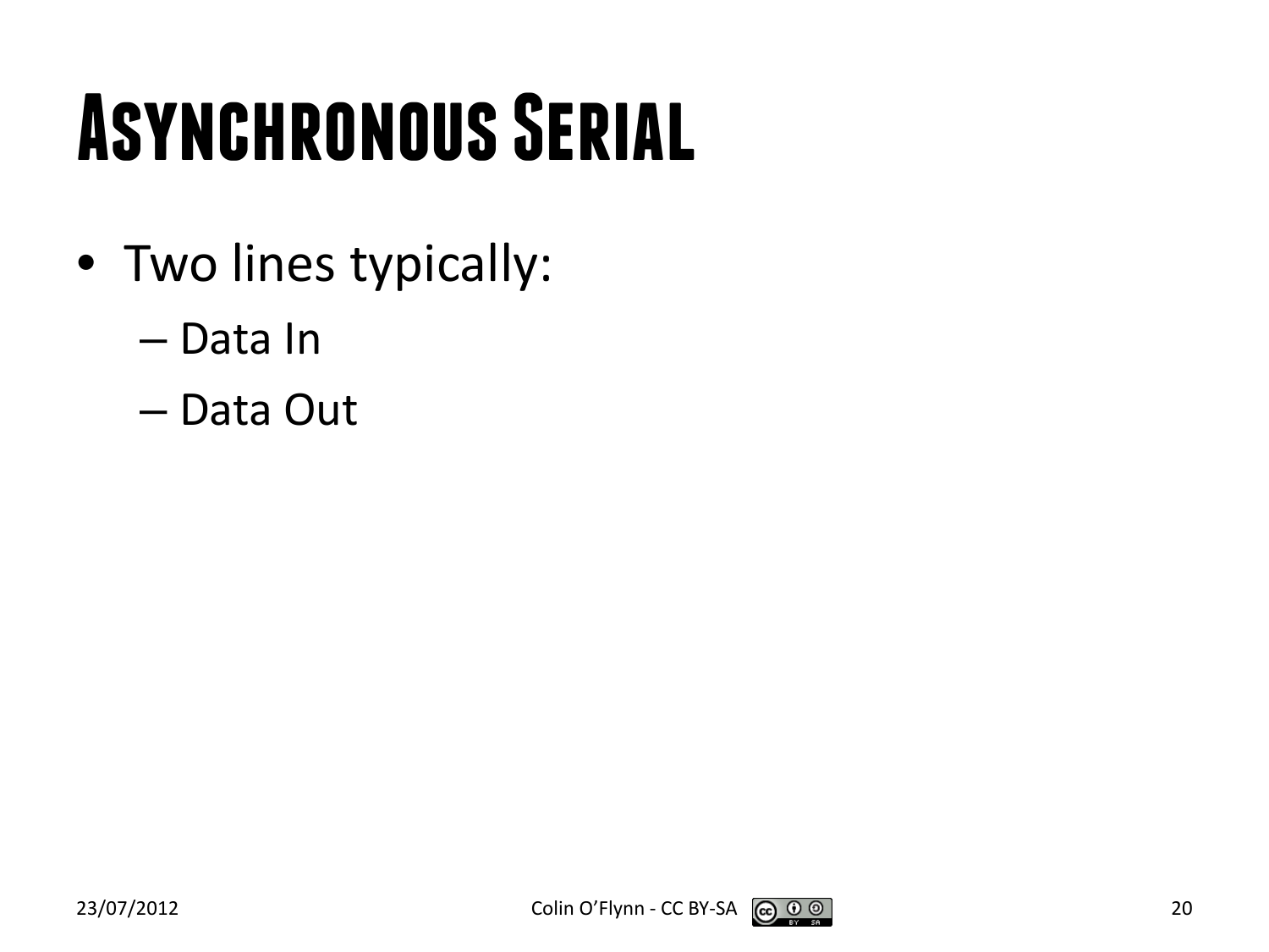# Asynchronous Serial

- Two lines typically:
  - Data In
  - Data Out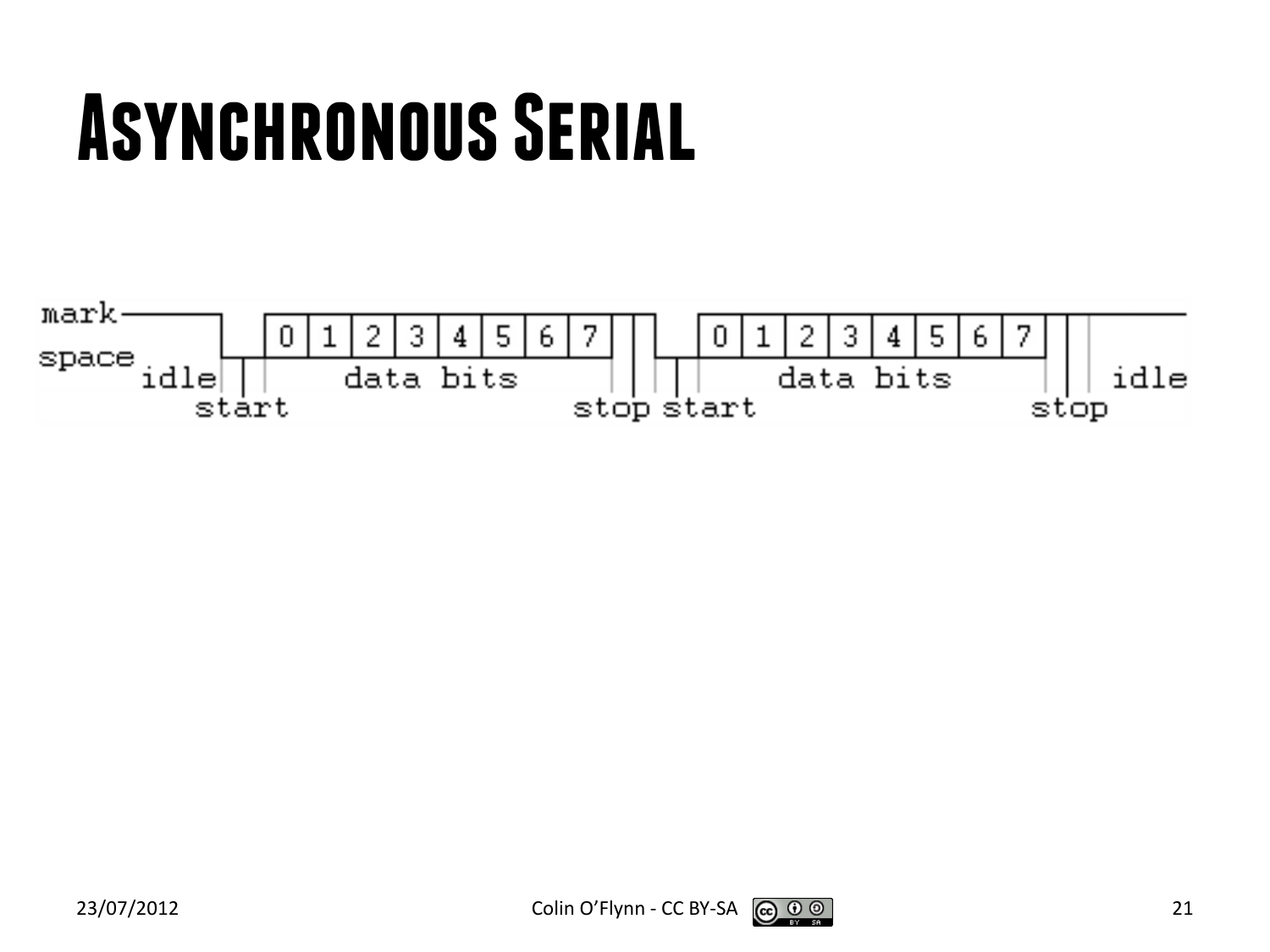# Asynchronous Serial

mark
space
idle
start
0 1 2 3 4 5 6 7
data bits
stop start
0 1 2 3 4 5 6 7
data bits
stop
idle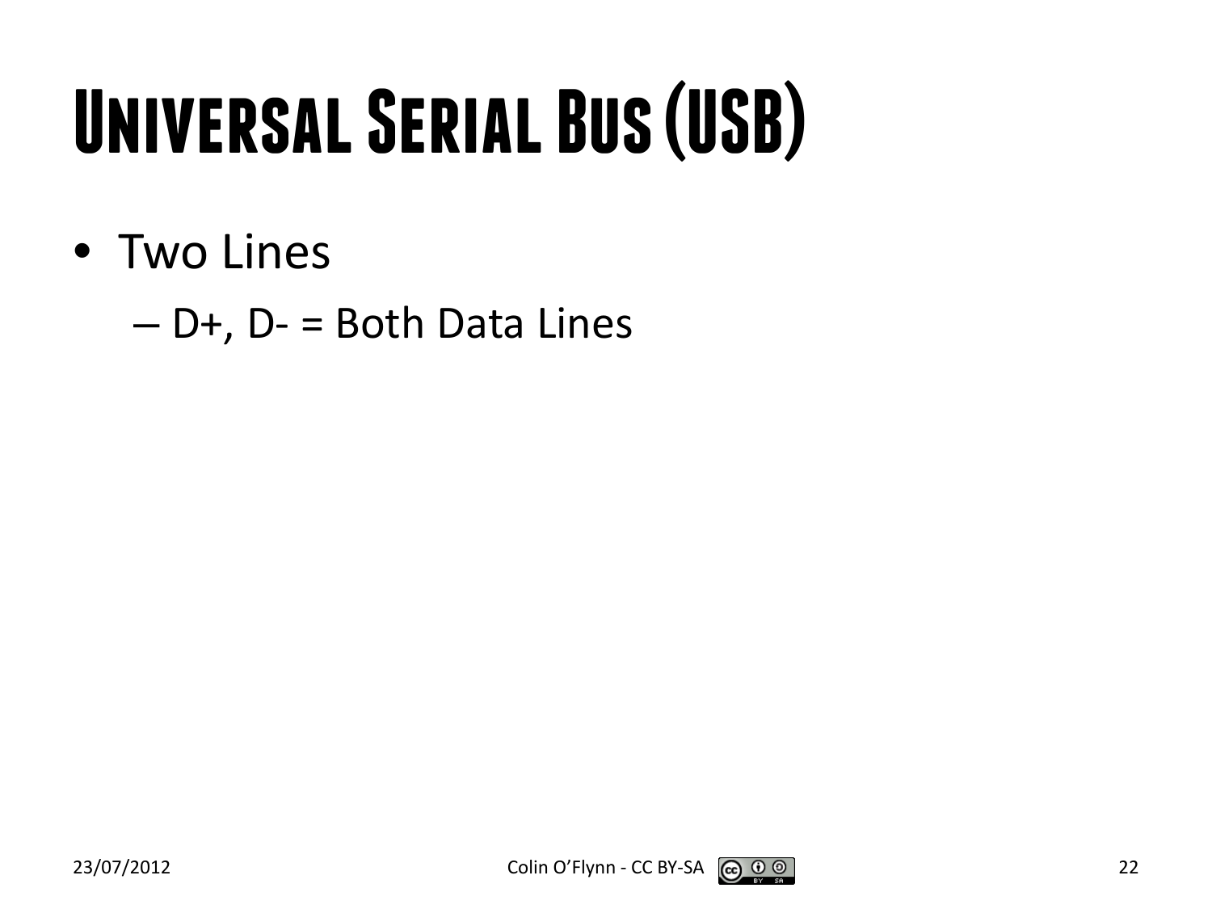# Universal Serial Bus (USB)

- Two Lines
  - D+, D- = Both Data Lines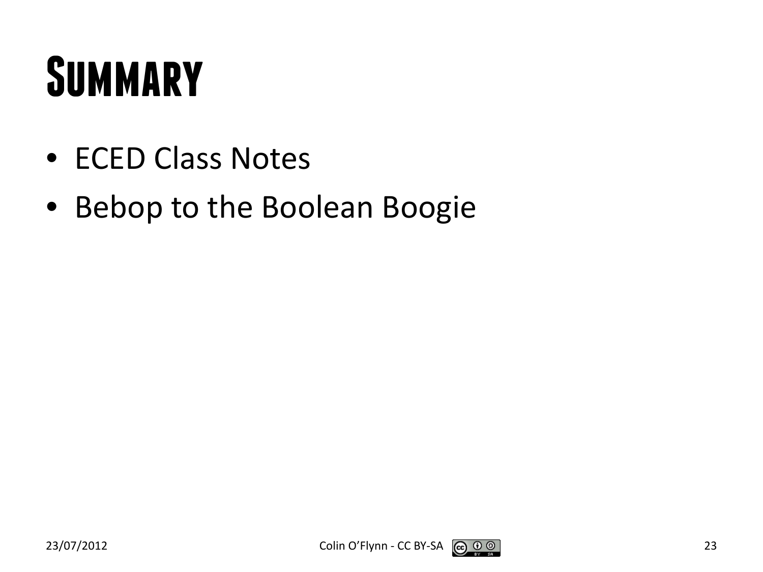# Summary

- ECED Class Notes
- Bebop to the Boolean Boogie